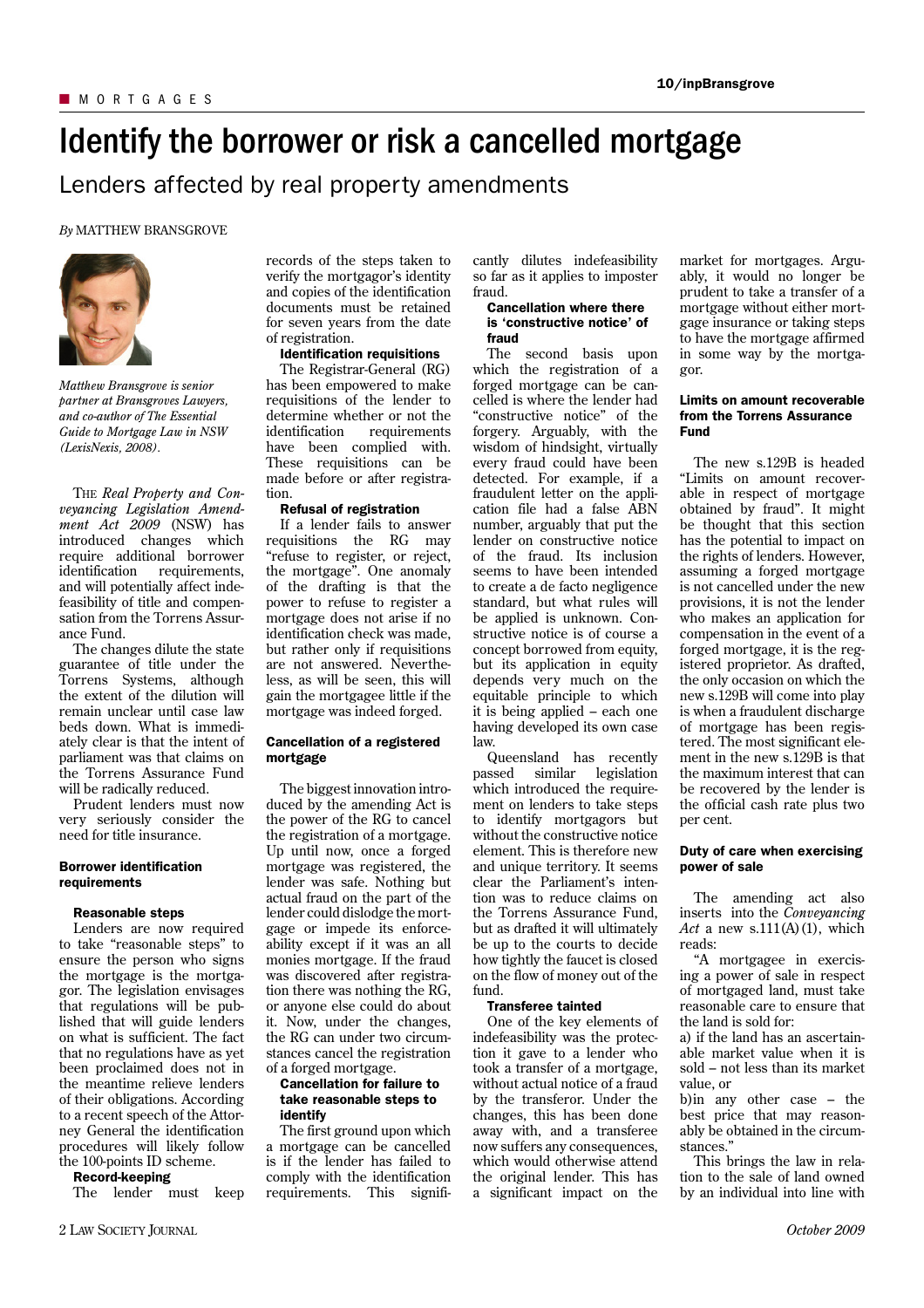# Identify the borrower or risk a cancelled mortgage

## Lenders affected by real property amendments

*By* MATTHEW BRANSGROVE

*Matthew Bransgrove is senior partner at Bransgroves Lawyers, and co-author of The Essential Guide to Mortgage Law in NSW (LexisNexis, 2008).*

THE *Real Property and Conveyancing Legislation Amendment Act 2009* (NSW) has introduced changes which require additional borrower identification requirements, and will potentially affect indefeasibility of title and compensation from the Torrens Assurance Fund.

The changes dilute the state guarantee of title under the Torrens Systems, although the extent of the dilution will remain unclear until case law beds down. What is immediately clear is that the intent of parliament was that claims on the Torrens Assurance Fund will be radically reduced.

Prudent lenders must now very seriously consider the need for title insurance.

### Borrower identification requirements

#### Reasonable steps

Lenders are now required to take "reasonable steps" to ensure the person who signs the mortgage is the mortgagor. The legislation envisages that regulations will be published that will guide lenders on what is sufficient. The fact that no regulations have as yet been proclaimed does not in the meantime relieve lenders of their obligations. According to a recent speech of the Attorney General the identification procedures will likely follow the 100-points ID scheme.

#### Record-keeping

The lender must keep records of the steps taken to verify the mortgagor's identity and copies of the identification documents must be retained for seven years from the date of registration.

#### Identification requisitions

The Registrar-General (RG) has been empowered to make requisitions of the lender to determine whether or not the identification requirements have been complied with. These requisitions can be made before or after registration.

#### Refusal of registration

If a lender fails to answer requisitions the RG may "refuse to register, or reject, the mortgage". One anomaly of the drafting is that the power to refuse to register a mortgage does not arise if no identification check was made, but rather only if requisitions are not answered. Nevertheless, as will be seen, this will gain the mortgagee little if the mortgage was indeed forged.

### Cancellation of a registered mortgage

The biggest innovation introduced by the amending Act is the power of the RG to cancel the registration of a mortgage. Up until now, once a forged mortgage was registered, the lender was safe. Nothing but actual fraud on the part of the lender could dislodge the mortgage or impede its enforceability except if it was an all monies mortgage. If the fraud was discovered after registration there was nothing the RG, or anyone else could do about it. Now, under the changes, the RG can under two circumstances cancel the registration of a forged mortgage.

#### Cancellation for failure to take reasonable steps to identify

The first ground upon which a mortgage can be cancelled is if the lender has failed to comply with the identification requirements. This significantly dilutes indefeasibility so far as it applies to imposter fraud.

#### Cancellation where there is 'constructive notice' of fraud

The second basis upon which the registration of a forged mortgage can be cancelled is where the lender had "constructive notice" of the forgery. Arguably, with the wisdom of hindsight, virtually every fraud could have been detected. For example, if a fraudulent letter on the application file had a false ABN number, arguably that put the lender on constructive notice of the fraud. Its inclusion seems to have been intended to create a de facto negligence standard, but what rules will be applied is unknown. Constructive notice is of course a concept borrowed from equity, but its application in equity depends very much on the equitable principle to which it is being applied – each one having developed its own case law.

Queensland has recently passed similar legislation which introduced the requirement on lenders to take steps to identify mortgagors but without the constructive notice element. This is therefore new and unique territory. It seems clear the Parliament's intention was to reduce claims on the Torrens Assurance Fund, but as drafted it will ultimately be up to the courts to decide how tightly the faucet is closed on the flow of money out of the fund.

#### Transferee tainted

One of the key elements of indefeasibility was the protection it gave to a lender who took a transfer of a mortgage, without actual notice of a fraud by the transferor. Under the changes, this has been done away with, and a transferee now suffers any consequences, which would otherwise attend the original lender. This has a significant impact on the market for mortgages. Arguably, it would no longer be prudent to take a transfer of a mortgage without either mortgage insurance or taking steps to have the mortgage affirmed in some way by the mortgagor.

### Limits on amount recoverable from the Torrens Assurance Fund

The new s.129B is headed "Limits on amount recoverable in respect of mortgage obtained by fraud". It might be thought that this section has the potential to impact on the rights of lenders. However, assuming a forged mortgage is not cancelled under the new provisions, it is not the lender who makes an application for compensation in the event of a forged mortgage, it is the registered proprietor. As drafted, the only occasion on which the new s.129B will come into play is when a fraudulent discharge of mortgage has been registered. The most significant element in the new s.129B is that the maximum interest that can be recovered by the lender is the official cash rate plus two per cent.

### Duty of care when exercising power of sale

The amending act also inserts into the *Conveyancing Act* a new s.111(A)(1), which reads:

"A mortgagee in exercising a power of sale in respect of mortgaged land, must take reasonable care to ensure that the land is sold for:

a) if the land has an ascertainable market value when it is sold – not less than its market value, or

b)in any other case – the best price that may reasonably be obtained in the circumstances."

This brings the law in relation to the sale of land owned by an individual into line with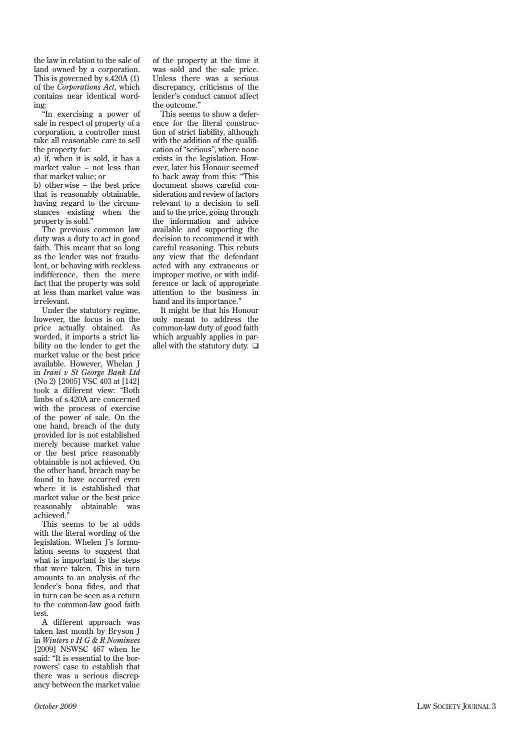the law in relation to the sale of land owned by a corporation. This is governed by s.420A (1) of the *Corporations Act*, which contains near identical wording:

"In exercising a power of sale in respect of property of a corporation, a controller must take all reasonable care to sell the property for:

a) if, when it is sold, it has a market value – not less than that market value; or

b) otherwise – the best price that is reasonably obtainable, having regard to the circumstances existing when the property is sold."

The previous common law duty was a duty to act in good faith. This meant that so long as the lender was not fraudulent, or behaving with reckless indifference, then the mere fact that the property was sold at less than market value was irrelevant.

Under the statutory regime, however, the focus is on the price actually obtained. As worded, it imports a strict liability on the lender to get the market value or the best price available. However, Whelan J in *Irani v St George Bank Ltd* (No 2) [2005] VSC 403 at [142] took a different view: "Both limbs of s.420A are concerned with the process of exercise of the power of sale. On the one hand, breach of the duty provided for is not established merely because market value or the best price reasonably obtainable is not achieved. On the other hand, breach may be found to have occurred even where it is established that market value or the best price reasonably obtainable was achieved."

This seems to be at odds with the literal wording of the legislation. Whelen J's formulation seems to suggest that what is important is the steps that were taken. This in turn amounts to an analysis of the lender's bona fides, and that in turn can be seen as a return to the common-law good faith test.

A different approach was taken last month by Bryson J in *Winters v H G & R Nominees* [2009] NSWSC 467 when he said: "It is essential to the borrowers' case to establish that there was a serious discrepancy between the market value of the property at the time it was sold and the sale price. Unless there was a serious discrepancy, criticisms of the lender's conduct cannot affect the outcome."

This seems to show a deference for the literal construction of strict liability, although with the addition of the qualification of "serious", where none exists in the legislation. However, later his Honour seemed to back away from this: "This document shows careful consideration and review of factors relevant to a decision to sell and to the price, going through the information and advice available and supporting the decision to recommend it with careful reasoning. This rebuts any view that the defendant acted with any extraneous or improper motive, or with indifference or lack of appropriate attention to the business in hand and its importance."

It might be that his Honour only meant to address the common-law duty of good faith which arguably applies in parallel with the statutory duty. ❑